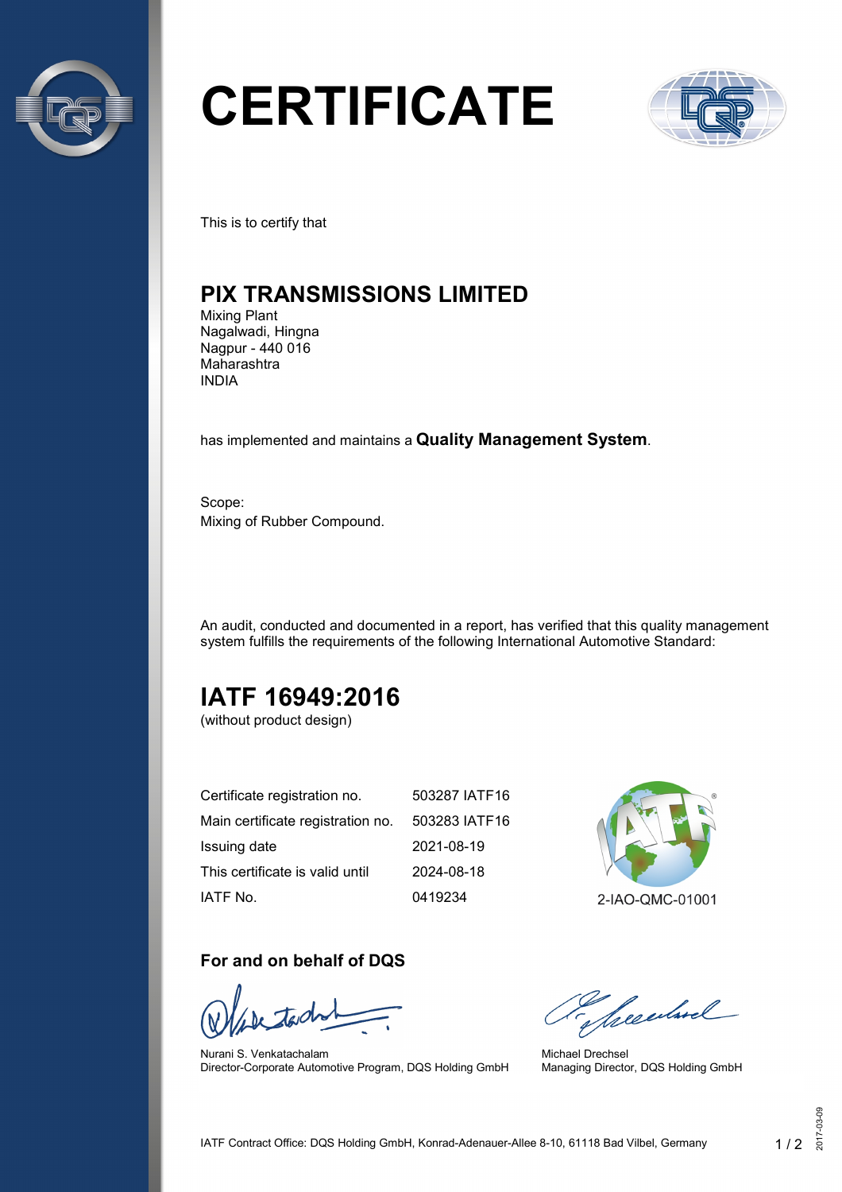# CERTIFICATE

This is to certify that

## PIX TRANSMISSIONS LIMITED

Mixing Plant
Nagalwadi, Hingna
Nagpur - 440 016
Maharashtra
INDIA

has implemented and maintains a **Quality Management System**.

Scope:
Mixing of Rubber Compound.

An audit, conducted and documented in a report, has verified that this quality management system fulfills the requirements of the following International Automotive Standard:

## IATF 16949:2016

(without product design)

| | |
|---|---|
| Certificate registration no. | 503287 IATF16 |
| Main certificate registration no. | 503283 IATF16 |
| Issuing date | 2021-08-19 |
| This certificate is valid until | 2024-08-18 |
| IATF No. | 0419234 |

2-IAO-QMC-01001

### For and on behalf of DQS

Nurani S. Venkatachalam
Director-Corporate Automotive Program, DQS Holding GmbH

Michael Drechsel
Managing Director, DQS Holding GmbH

IATF Contract Office: DQS Holding GmbH, Konrad-Adenauer-Allee 8-10, 61118 Bad Vilbel, Germany

2017-03-09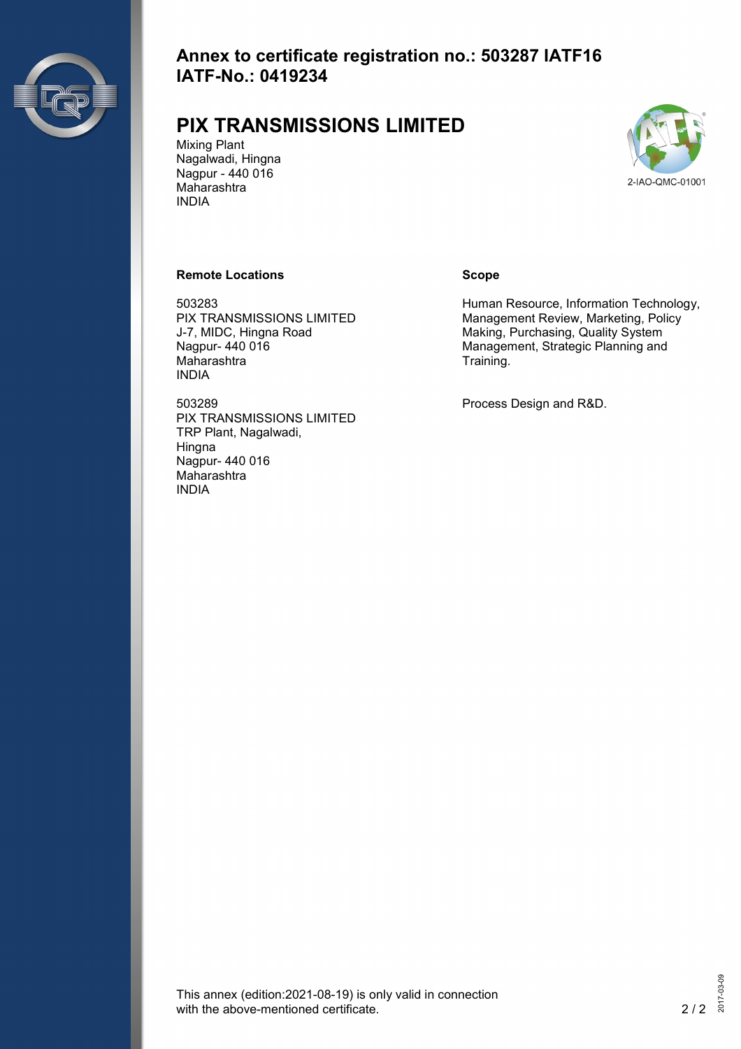# Annex to certificate registration no.: 503287 IATF16
# IATF-No.: 0419234

## PIX TRANSMISSIONS LIMITED

Mixing Plant
Nagalwadi, Hingna
Nagpur - 440 016
Maharashtra
INDIA

2-IAO-QMC-01001

| Remote Locations | Scope |
| --- | --- |
| 503283<br>PIX TRANSMISSIONS LIMITED<br>J-7, MIDC, Hingna Road<br>Nagpur- 440 016<br>Maharashtra<br>INDIA | Human Resource, Information Technology, Management Review, Marketing, Policy Making, Purchasing, Quality System Management, Strategic Planning and Training. |
| 503289<br>PIX TRANSMISSIONS LIMITED<br>TRP Plant, Nagalwadi,<br>Hingna<br>Nagpur- 440 016<br>Maharashtra<br>INDIA | Process Design and R&D. |

This annex (edition:2021-08-19) is only valid in connection with the above-mentioned certificate.